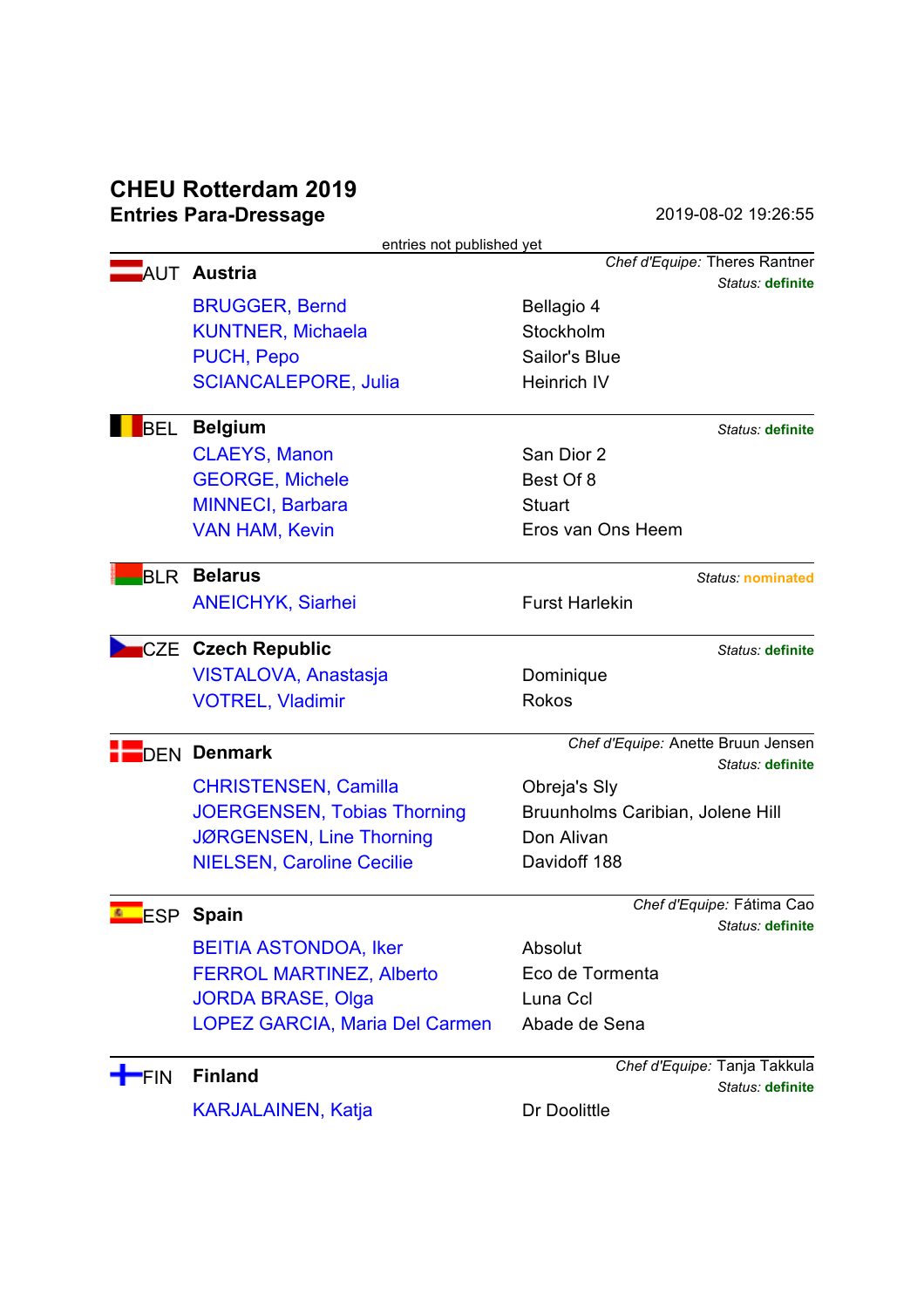# CHEU Rotterdam 2019

## Entries Para-Dressage

2019-08-02 19:26:55

entries not published yet

### AUT Austria

*Chef d'Equipe:* Theres Rantner
*Status:* **definite**

| Rider | Horse |
|---|---|
| BRUGGER, Bernd | Bellagio 4 |
| KUNTNER, Michaela | Stockholm |
| PUCH, Pepo | Sailor's Blue |
| SCIANCALEPORE, Julia | Heinrich IV |

### BEL Belgium

*Status:* **definite**

| Rider | Horse |
|---|---|
| CLAEYS, Manon | San Dior 2 |
| GEORGE, Michele | Best Of 8 |
| MINNECI, Barbara | Stuart |
| VAN HAM, Kevin | Eros van Ons Heem |

### BLR Belarus

*Status:* **nominated**

| Rider | Horse |
|---|---|
| ANEICHYK, Siarhei | Furst Harlekin |

### CZE Czech Republic

*Status:* **definite**

| Rider | Horse |
|---|---|
| VISTALOVA, Anastasja | Dominique |
| VOTREL, Vladimir | Rokos |

### DEN Denmark

*Chef d'Equipe:* Anette Bruun Jensen
*Status:* **definite**

| Rider | Horse |
|---|---|
| CHRISTENSEN, Camilla | Obreja's Sly |
| JOERGENSEN, Tobias Thorning | Bruunholms Caribian, Jolene Hill |
| JØRGENSEN, Line Thorning | Don Alivan |
| NIELSEN, Caroline Cecilie | Davidoff 188 |

### ESP Spain

*Chef d'Equipe:* Fátima Cao
*Status:* **definite**

| Rider | Horse |
|---|---|
| BEITIA ASTONDOA, Iker | Absolut |
| FERROL MARTINEZ, Alberto | Eco de Tormenta |
| JORDA BRASE, Olga | Luna Ccl |
| LOPEZ GARCIA, Maria Del Carmen | Abade de Sena |

### FIN Finland

*Chef d'Equipe:* Tanja Takkula
*Status:* **definite**

| Rider | Horse |
|---|---|
| KARJALAINEN, Katja | Dr Doolittle |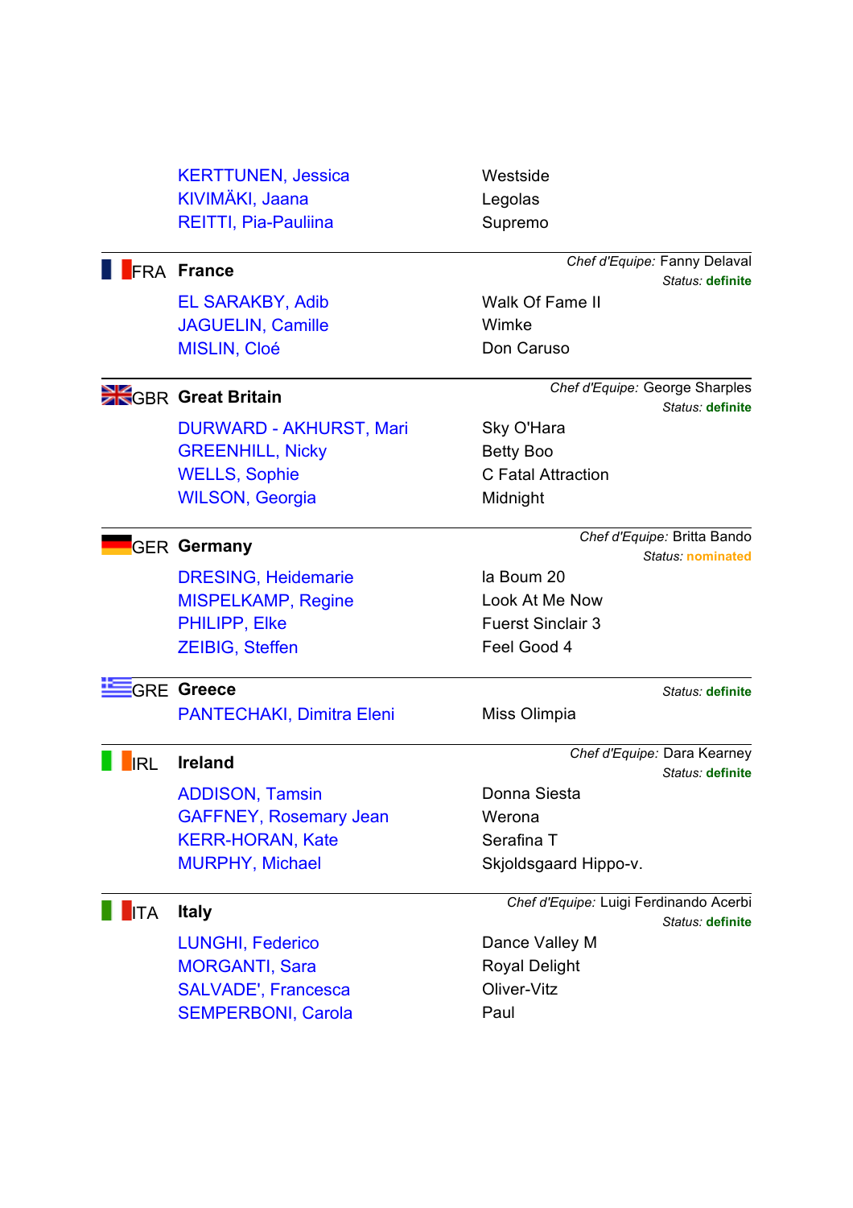| | |
|---|---|
| KERTTUNEN, Jessica | Westside |
| KIVIMÄKI, Jaana | Legolas |
| REITTI, Pia-Pauliina | Supremo |

---

**FRA France**

*Chef d'Equipe:* Fanny Delaval
*Status:* **definite**

| | |
|---|---|
| EL SARAKBY, Adib | Walk Of Fame II |
| JAGUELIN, Camille | Wimke |
| MISLIN, Cloé | Don Caruso |

---

**GBR Great Britain**

*Chef d'Equipe:* George Sharples
*Status:* **definite**

| | |
|---|---|
| DURWARD - AKHURST, Mari | Sky O'Hara |
| GREENHILL, Nicky | Betty Boo |
| WELLS, Sophie | C Fatal Attraction |
| WILSON, Georgia | Midnight |

---

**GER Germany**

*Chef d'Equipe:* Britta Bando
*Status:* **nominated**

| | |
|---|---|
| DRESING, Heidemarie | la Boum 20 |
| MISPELKAMP, Regine | Look At Me Now |
| PHILIPP, Elke | Fuerst Sinclair 3 |
| ZEIBIG, Steffen | Feel Good 4 |

---

**GRE Greece**

*Status:* **definite**

| | |
|---|---|
| PANTECHAKI, Dimitra Eleni | Miss Olimpia |

---

**IRL Ireland**

*Chef d'Equipe:* Dara Kearney
*Status:* **definite**

| | |
|---|---|
| ADDISON, Tamsin | Donna Siesta |
| GAFFNEY, Rosemary Jean | Werona |
| KERR-HORAN, Kate | Serafina T |
| MURPHY, Michael | Skjoldsgaard Hippo-v. |

---

**ITA Italy**

*Chef d'Equipe:* Luigi Ferdinando Acerbi
*Status:* **definite**

| | |
|---|---|
| LUNGHI, Federico | Dance Valley M |
| MORGANTI, Sara | Royal Delight |
| SALVADE', Francesca | Oliver-Vitz |
| SEMPERBONI, Carola | Paul |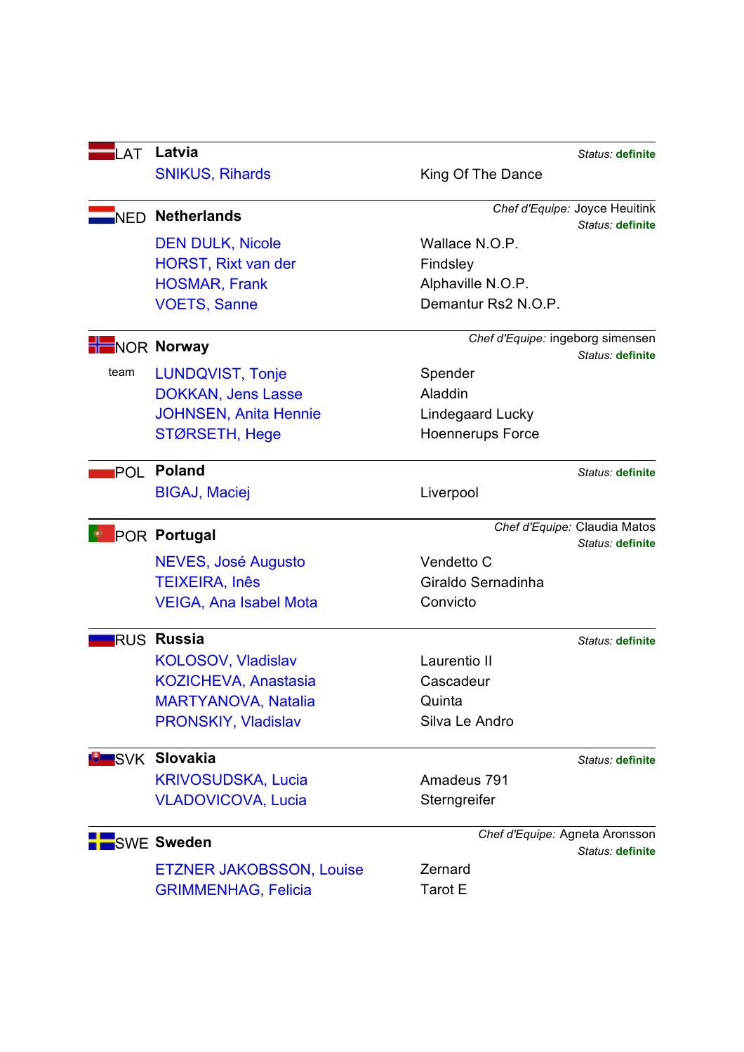## LAT Latvia

*Status:* **definite**

| Rider | Horse |
|---|---|
| SNIKUS, Rihards | King Of The Dance |

## NED Netherlands

*Chef d'Equipe:* Joyce Heuitink
*Status:* **definite**

| Rider | Horse |
|---|---|
| DEN DULK, Nicole | Wallace N.O.P. |
| HORST, Rixt van der | Findsley |
| HOSMAR, Frank | Alphaville N.O.P. |
| VOETS, Sanne | Demantur Rs2 N.O.P. |

## NOR Norway

*Chef d'Equipe:* ingeborg simensen
*Status:* **definite**

team

| Rider | Horse |
|---|---|
| LUNDQVIST, Tonje | Spender |
| DOKKAN, Jens Lasse | Aladdin |
| JOHNSEN, Anita Hennie | Lindegaard Lucky |
| STØRSETH, Hege | Hoennerups Force |

## POL Poland

*Status:* **definite**

| Rider | Horse |
|---|---|
| BIGAJ, Maciej | Liverpool |

## POR Portugal

*Chef d'Equipe:* Claudia Matos
*Status:* **definite**

| Rider | Horse |
|---|---|
| NEVES, José Augusto | Vendetto C |
| TEIXEIRA, Inês | Giraldo Sernadinha |
| VEIGA, Ana Isabel Mota | Convicto |

## RUS Russia

*Status:* **definite**

| Rider | Horse |
|---|---|
| KOLOSOV, Vladislav | Laurentio II |
| KOZICHEVA, Anastasia | Cascadeur |
| MARTYANOVA, Natalia | Quinta |
| PRONSKIY, Vladislav | Silva Le Andro |

## SVK Slovakia

*Status:* **definite**

| Rider | Horse |
|---|---|
| KRIVOSUDSKA, Lucia | Amadeus 791 |
| VLADOVICOVA, Lucia | Sterngreifer |

## SWE Sweden

*Chef d'Equipe:* Agneta Aronsson
*Status:* **definite**

| Rider | Horse |
|---|---|
| ETZNER JAKOBSSON, Louise | Zernard |
| GRIMMENHAG, Felicia | Tarot E |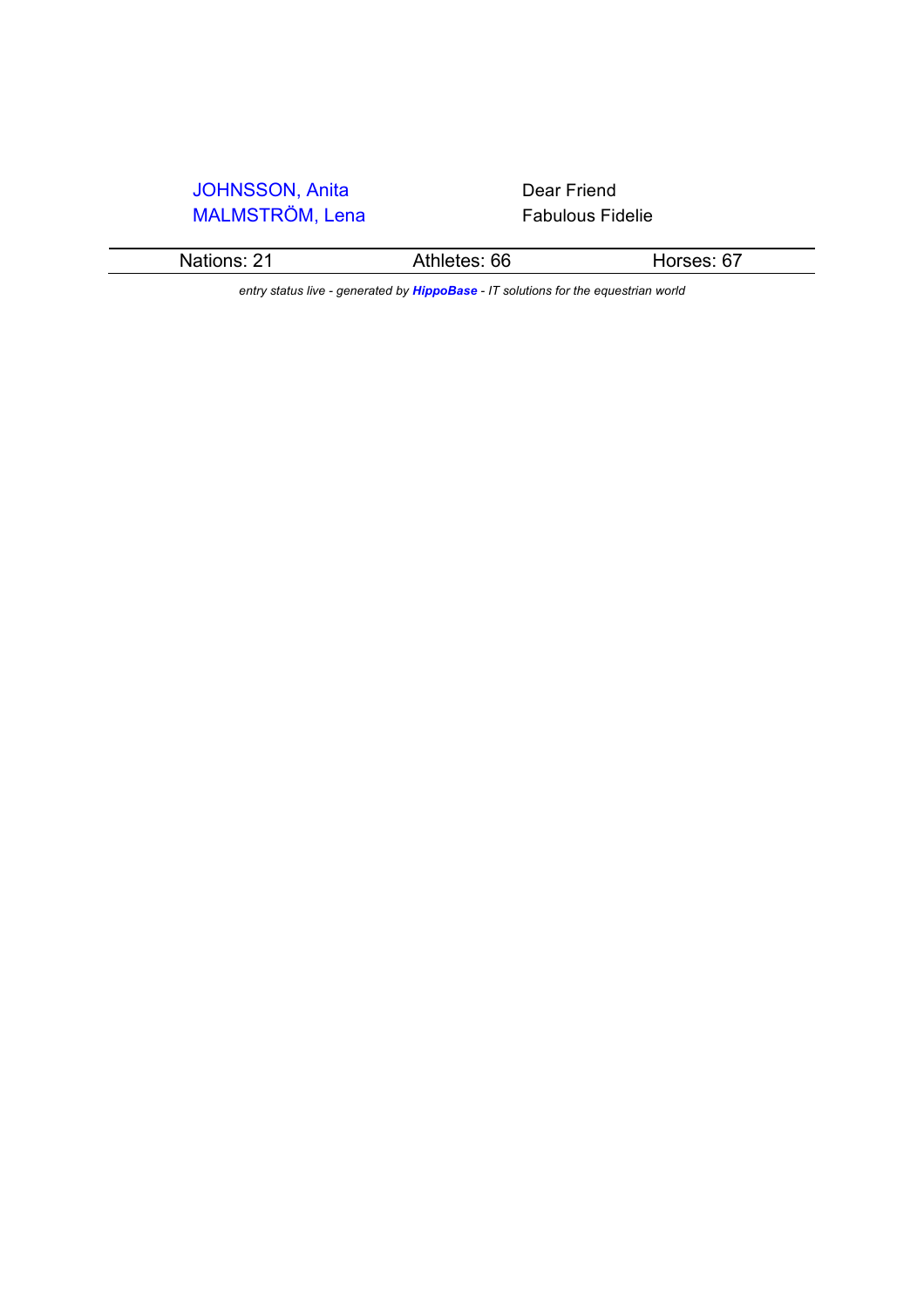| | |
|---|---|
| JOHNSSON, Anita | Dear Friend |
| MALMSTRÖM, Lena | Fabulous Fidelie |

| | | |
|---|---|---|
| Nations: 21 | Athletes: 66 | Horses: 67 |

*entry status live - generated by* ***HippoBase*** *- IT solutions for the equestrian world*